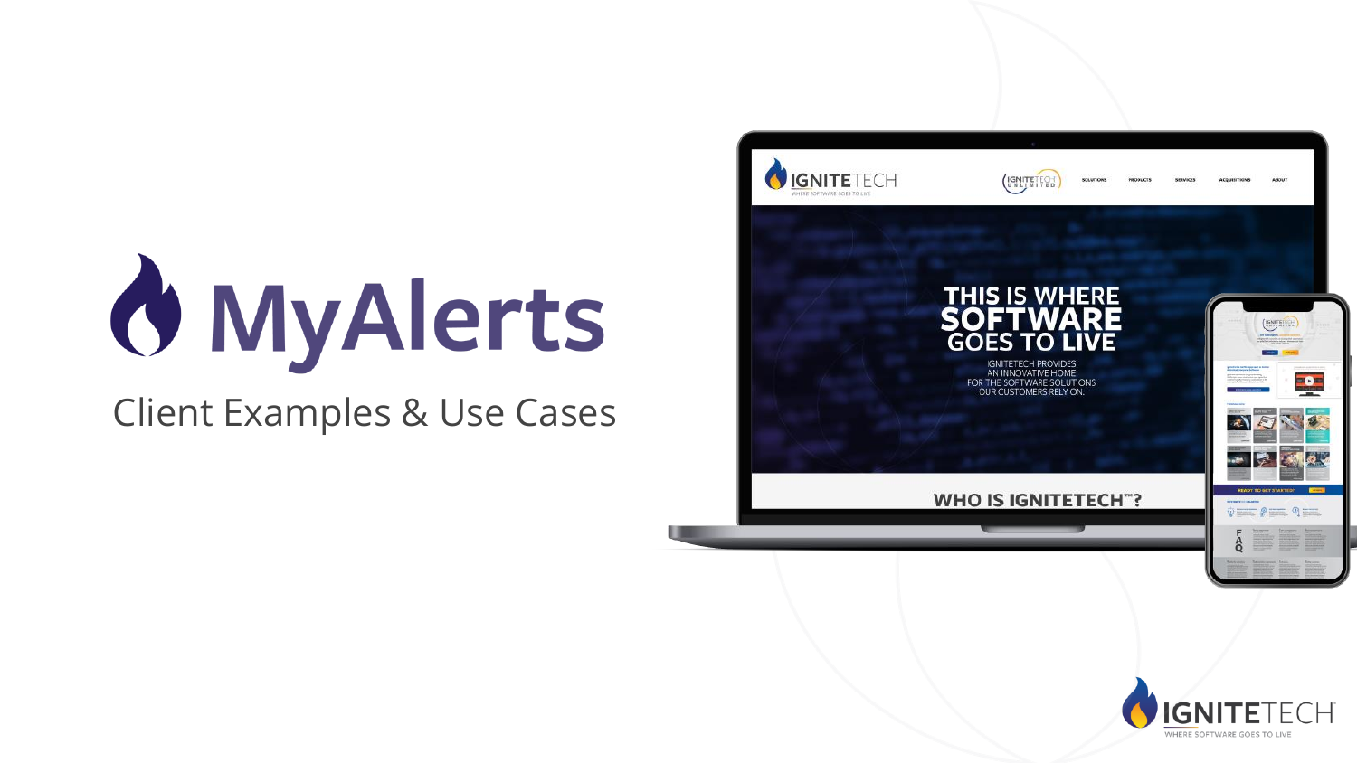# MyAlerts

Client Examples & Use Cases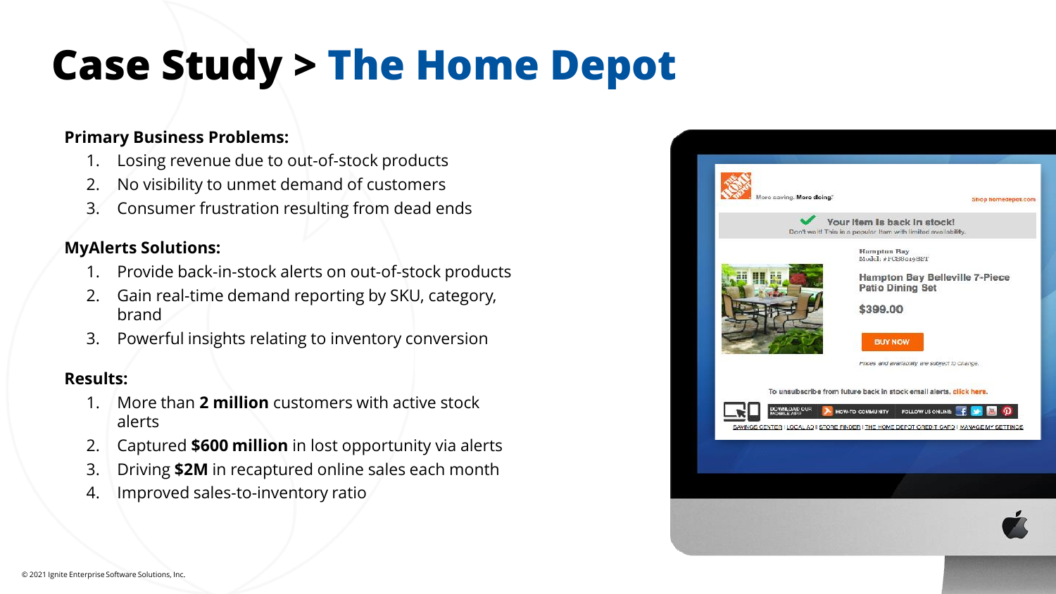# Case Study > The Home Depot

**Primary Business Problems:**

1. Losing revenue due to out-of-stock products
2. No visibility to unmet demand of customers
3. Consumer frustration resulting from dead ends

**MyAlerts Solutions:**

1. Provide back-in-stock alerts on out-of-stock products
2. Gain real-time demand reporting by SKU, category, brand
3. Powerful insights relating to inventory conversion

**Results:**

1. More than **2 million** customers with active stock alerts
2. Captured **$600 million** in lost opportunity via alerts
3. Driving **$2M** in recaptured online sales each month
4. Improved sales-to-inventory ratio

© 2021 Ignite Enterprise Software Solutions, Inc.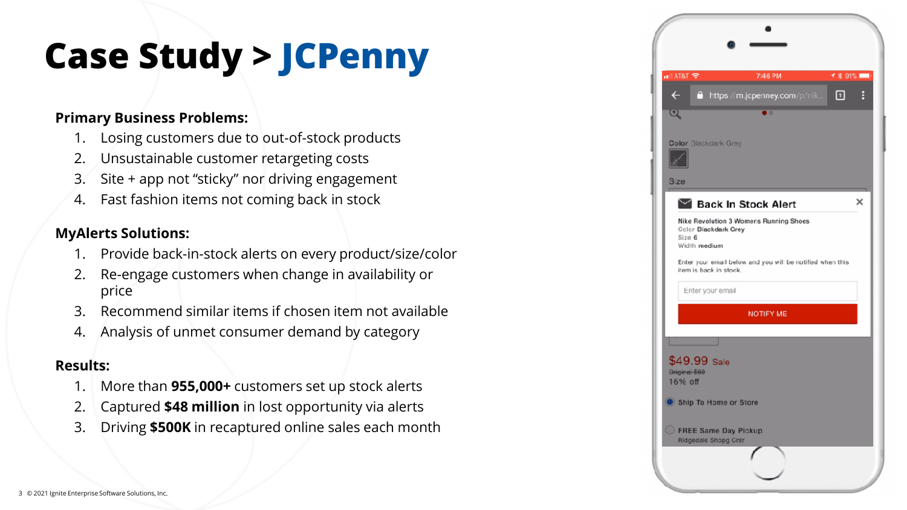# Case Study > JCPenny

**Primary Business Problems:**

1. Losing customers due to out-of-stock products
2. Unsustainable customer retargeting costs
3. Site + app not "sticky" nor driving engagement
4. Fast fashion items not coming back in stock

**MyAlerts Solutions:**

1. Provide back-in-stock alerts on every product/size/color
2. Re-engage customers when change in availability or price
3. Recommend similar items if chosen item not available
4. Analysis of unmet consumer demand by category

**Results:**

1. More than **955,000+** customers set up stock alerts
2. Captured **$48 million** in lost opportunity via alerts
3. Driving **$500K** in recaptured online sales each month

© 2021 Ignite Enterprise Software Solutions, Inc.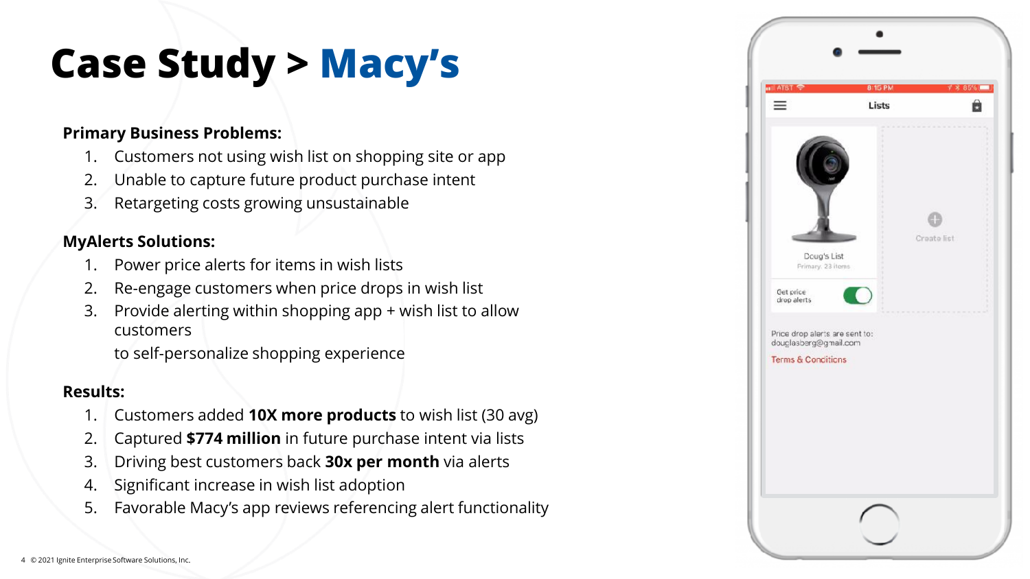# Case Study > Macy's

**Primary Business Problems:**

1. Customers not using wish list on shopping site or app
2. Unable to capture future product purchase intent
3. Retargeting costs growing unsustainable

**MyAlerts Solutions:**

1. Power price alerts for items in wish lists
2. Re-engage customers when price drops in wish list
3. Provide alerting within shopping app + wish list to allow customers
   to self-personalize shopping experience

**Results:**

1. Customers added **10X more products** to wish list (30 avg)
2. Captured **$774 million** in future purchase intent via lists
3. Driving best customers back **30x per month** via alerts
4. Significant increase in wish list adoption
5. Favorable Macy's app reviews referencing alert functionality

© 2021 Ignite Enterprise Software Solutions, Inc.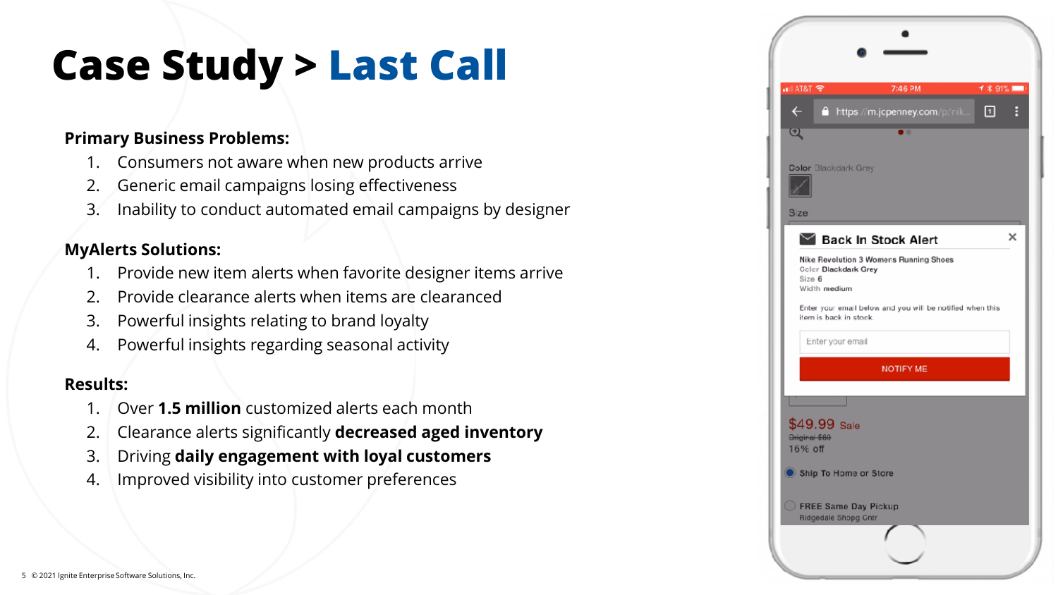# Case Study > Last Call

**Primary Business Problems:**

1. Consumers not aware when new products arrive
2. Generic email campaigns losing effectiveness
3. Inability to conduct automated email campaigns by designer

**MyAlerts Solutions:**

1. Provide new item alerts when favorite designer items arrive
2. Provide clearance alerts when items are clearanced
3. Powerful insights relating to brand loyalty
4. Powerful insights regarding seasonal activity

**Results:**

1. Over **1.5 million** customized alerts each month
2. Clearance alerts significantly **decreased aged inventory**
3. Driving **daily engagement with loyal customers**
4. Improved visibility into customer preferences

© 2021 Ignite Enterprise Software Solutions, Inc.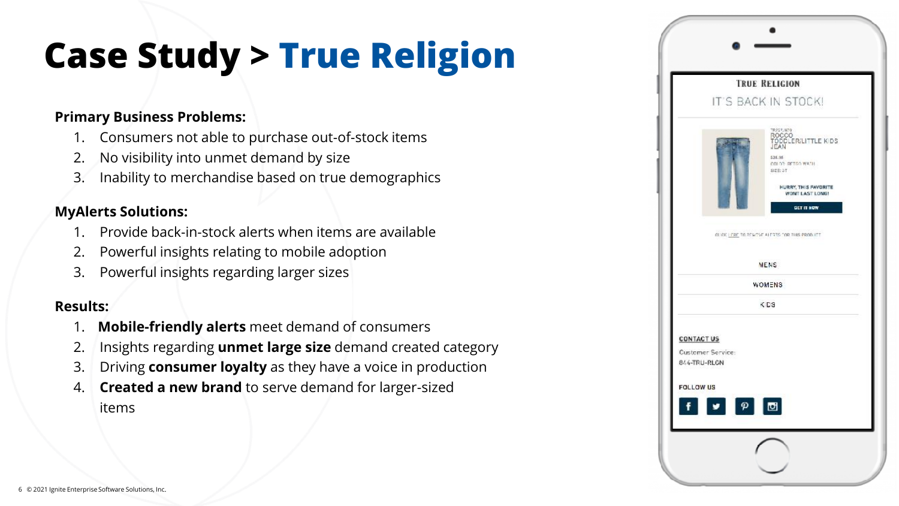# Case Study > True Religion

**Primary Business Problems:**

1. Consumers not able to purchase out-of-stock items
2. No visibility into unmet demand by size
3. Inability to merchandise based on true demographics

**MyAlerts Solutions:**

1. Provide back-in-stock alerts when items are available
2. Powerful insights relating to mobile adoption
3. Powerful insights regarding larger sizes

**Results:**

1. **Mobile-friendly alerts** meet demand of consumers
2. Insights regarding **unmet large size** demand created category
3. Driving **consumer loyalty** as they have a voice in production
4. **Created a new brand** to serve demand for larger-sized items

TRUE RELIGION

IT'S BACK IN STOCK!

ROCCO TODDLER/LITTLE KIDS JEAN

HURRY, THIS FAVORITE WON'T LAST LONG!

GET IT NOW

MENS

WOMENS

KIDS

CONTACT US

Customer Service:
844-TRU-RLGN

FOLLOW US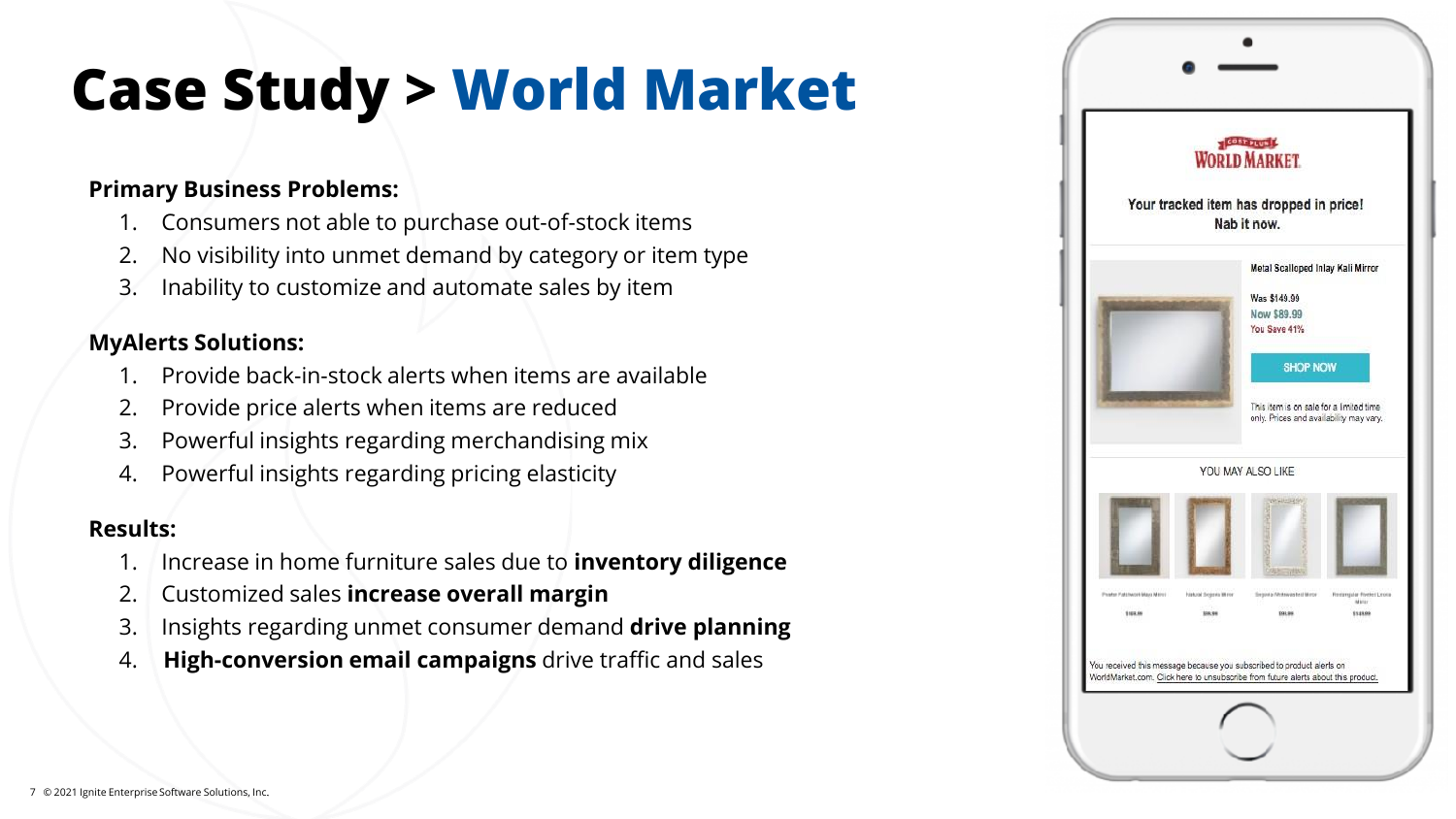# Case Study > World Market

**Primary Business Problems:**

1. Consumers not able to purchase out-of-stock items
2. No visibility into unmet demand by category or item type
3. Inability to customize and automate sales by item

**MyAlerts Solutions:**

1. Provide back-in-stock alerts when items are available
2. Provide price alerts when items are reduced
3. Powerful insights regarding merchandising mix
4. Powerful insights regarding pricing elasticity

**Results:**

1. Increase in home furniture sales due to **inventory diligence**
2. Customized sales **increase overall margin**
3. Insights regarding unmet consumer demand **drive planning**
4. **High-conversion email campaigns** drive traffic and sales

COST PLUS WORLD MARKET

Your tracked item has dropped in price! Nab it now.

Metal Scalloped Inlay Kali Mirror

Was $149.99
Now $89.99
You Save 41%

SHOP NOW

This item is on sale for a limited time only. Prices and availability may vary.

YOU MAY ALSO LIKE

You received this message because you subscribed to product alerts on WorldMarket.com. Click here to unsubscribe from future alerts about this product.

© 2021 Ignite Enterprise Software Solutions, Inc.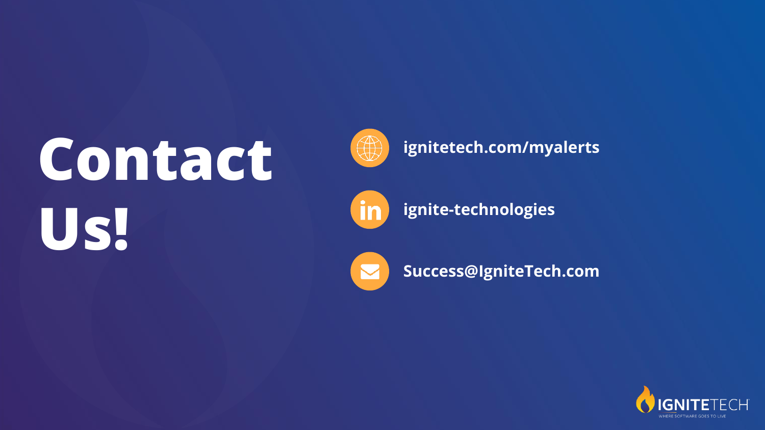# Contact Us!

ignitetech.com/myalerts

ignite-technologies

Success@IgniteTech.com

IGNITETECH
WHERE SOFTWARE GOES TO LIVE